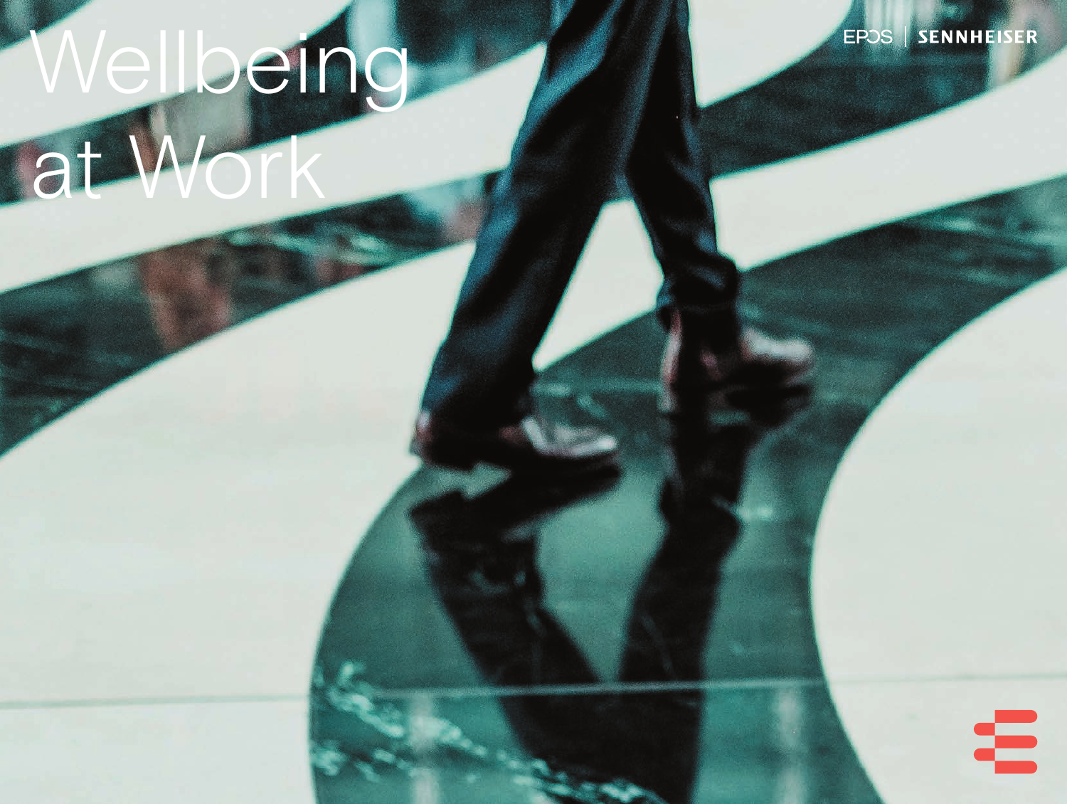# Wellbeing at Work

EPOS | SENNHEISER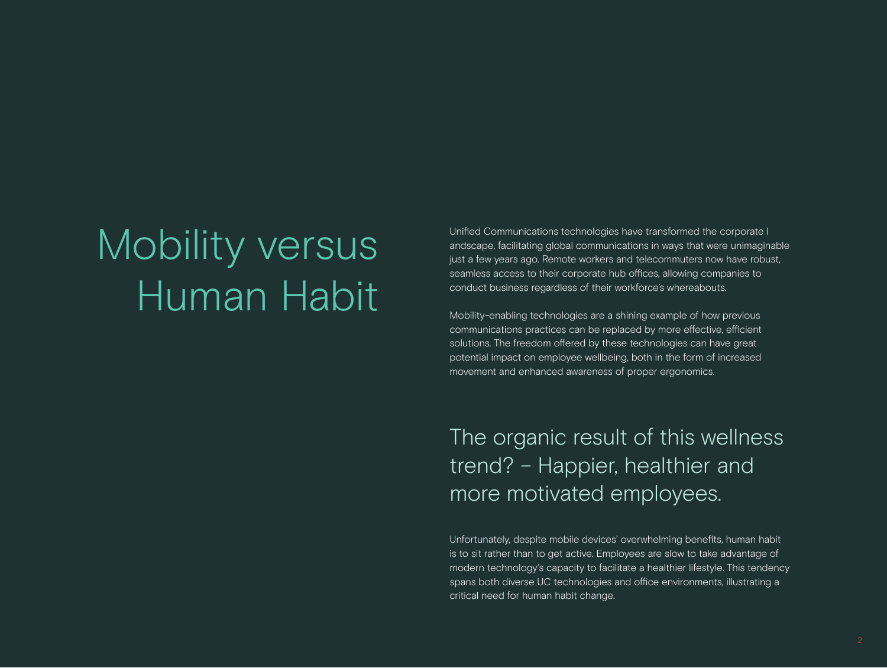# Mobility versus Human Habit

Unified Communications technologies have transformed the corporate l andscape, facilitating global communications in ways that were unimaginable just a few years ago. Remote workers and telecommuters now have robust, seamless access to their corporate hub offices, allowing companies to conduct business regardless of their workforce's whereabouts.

Mobility-enabling technologies are a shining example of how previous communications practices can be replaced by more effective, efficient solutions. The freedom offered by these technologies can have great potential impact on employee wellbeing, both in the form of increased movement and enhanced awareness of proper ergonomics.

## The organic result of this wellness trend? – Happier, healthier and more motivated employees.

Unfortunately, despite mobile devices' overwhelming benefits, human habit is to sit rather than to get active. Employees are slow to take advantage of modern technology's capacity to facilitate a healthier lifestyle. This tendency spans both diverse UC technologies and office environments, illustrating a critical need for human habit change.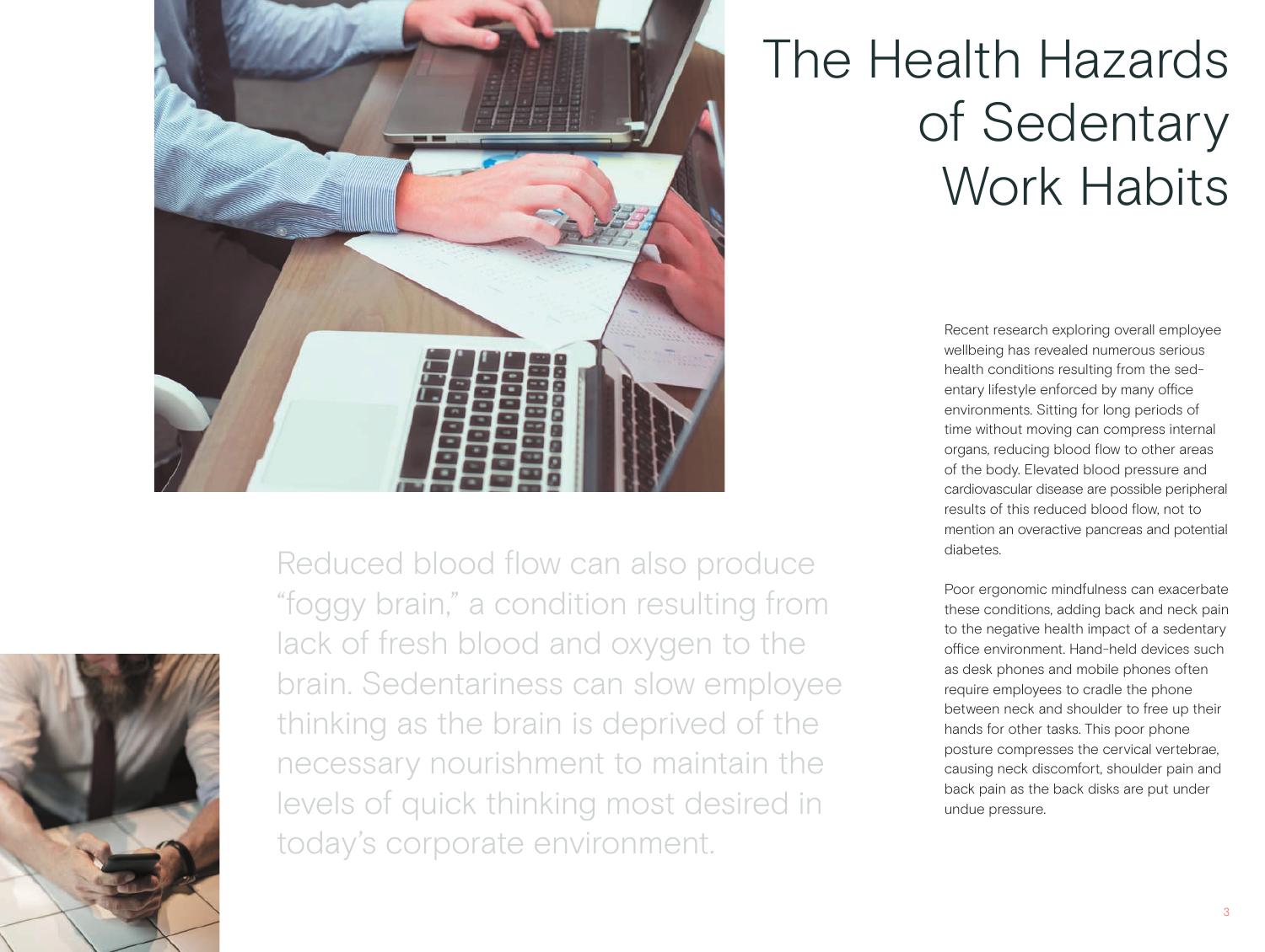# The Health Hazards of Sedentary Work Habits

Recent research exploring overall employee wellbeing has revealed numerous serious health conditions resulting from the sedentary lifestyle enforced by many office environments. Sitting for long periods of time without moving can compress internal organs, reducing blood flow to other areas of the body. Elevated blood pressure and cardiovascular disease are possible peripheral results of this reduced blood flow, not to mention an overactive pancreas and potential diabetes.

Poor ergonomic mindfulness can exacerbate these conditions, adding back and neck pain to the negative health impact of a sedentary office environment. Hand-held devices such as desk phones and mobile phones often require employees to cradle the phone between neck and shoulder to free up their hands for other tasks. This poor phone posture compresses the cervical vertebrae, causing neck discomfort, shoulder pain and back pain as the back disks are put under undue pressure.

Reduced blood flow can also produce "foggy brain," a condition resulting from lack of fresh blood and oxygen to the brain. Sedentariness can slow employee thinking as the brain is deprived of the necessary nourishment to maintain the levels of quick thinking most desired in today's corporate environment.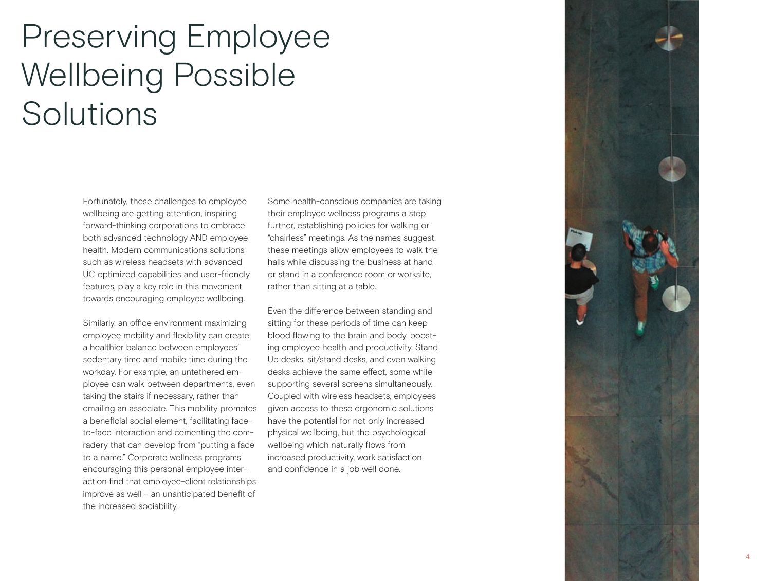# Preserving Employee Wellbeing Possible Solutions

Fortunately, these challenges to employee wellbeing are getting attention, inspiring forward-thinking corporations to embrace both advanced technology AND employee health. Modern communications solutions such as wireless headsets with advanced UC optimized capabilities and user-friendly features, play a key role in this movement towards encouraging employee wellbeing.

Similarly, an office environment maximizing employee mobility and flexibility can create a healthier balance between employees' sedentary time and mobile time during the workday. For example, an untethered employee can walk between departments, even taking the stairs if necessary, rather than emailing an associate. This mobility promotes a beneficial social element, facilitating face-to-face interaction and cementing the comradery that can develop from "putting a face to a name." Corporate wellness programs encouraging this personal employee interaction find that employee-client relationships improve as well – an unanticipated benefit of the increased sociability.

Some health-conscious companies are taking their employee wellness programs a step further, establishing policies for walking or "chairless" meetings. As the names suggest, these meetings allow employees to walk the halls while discussing the business at hand or stand in a conference room or worksite, rather than sitting at a table.

Even the difference between standing and sitting for these periods of time can keep blood flowing to the brain and body, boosting employee health and productivity. Stand Up desks, sit/stand desks, and even walking desks achieve the same effect, some while supporting several screens simultaneously. Coupled with wireless headsets, employees given access to these ergonomic solutions have the potential for not only increased physical wellbeing, but the psychological wellbeing which naturally flows from increased productivity, work satisfaction and confidence in a job well done.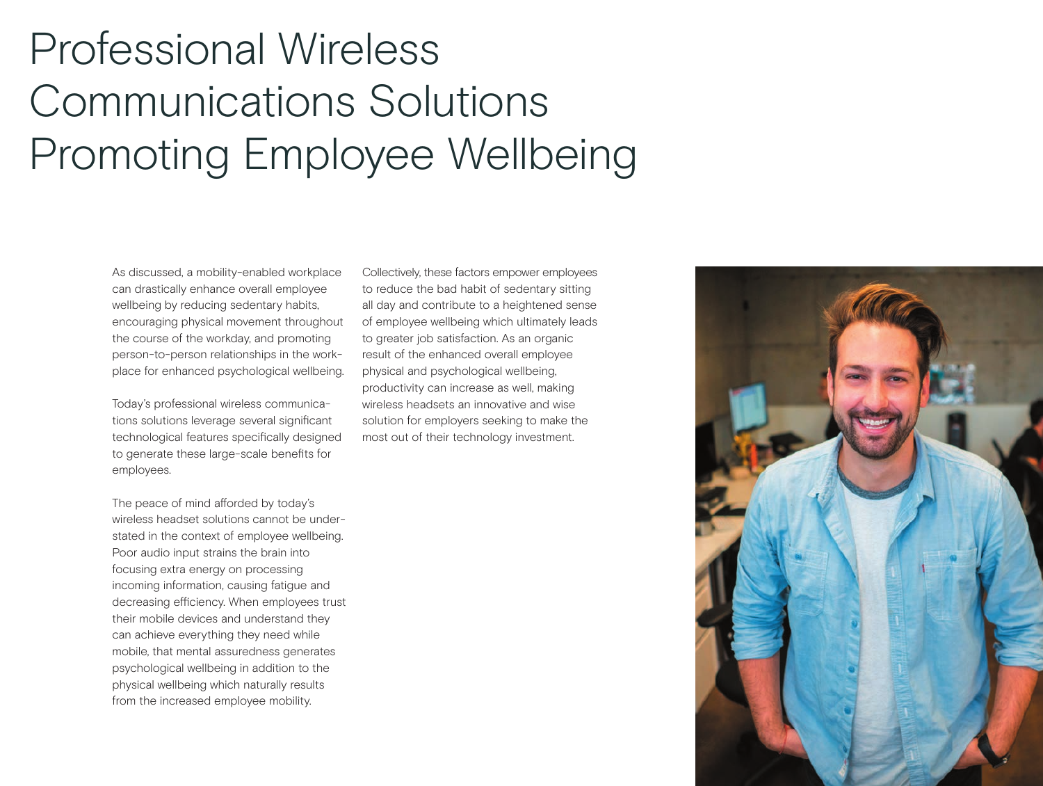# Professional Wireless Communications Solutions Promoting Employee Wellbeing

As discussed, a mobility-enabled workplace can drastically enhance overall employee wellbeing by reducing sedentary habits, encouraging physical movement throughout the course of the workday, and promoting person-to-person relationships in the workplace for enhanced psychological wellbeing.

Today's professional wireless communications solutions leverage several significant technological features specifically designed to generate these large-scale benefits for employees.

The peace of mind afforded by today's wireless headset solutions cannot be understated in the context of employee wellbeing. Poor audio input strains the brain into focusing extra energy on processing incoming information, causing fatigue and decreasing efficiency. When employees trust their mobile devices and understand they can achieve everything they need while mobile, that mental assuredness generates psychological wellbeing in addition to the physical wellbeing which naturally results from the increased employee mobility.

Collectively, these factors empower employees to reduce the bad habit of sedentary sitting all day and contribute to a heightened sense of employee wellbeing which ultimately leads to greater job satisfaction. As an organic result of the enhanced overall employee physical and psychological wellbeing, productivity can increase as well, making wireless headsets an innovative and wise solution for employers seeking to make the most out of their technology investment.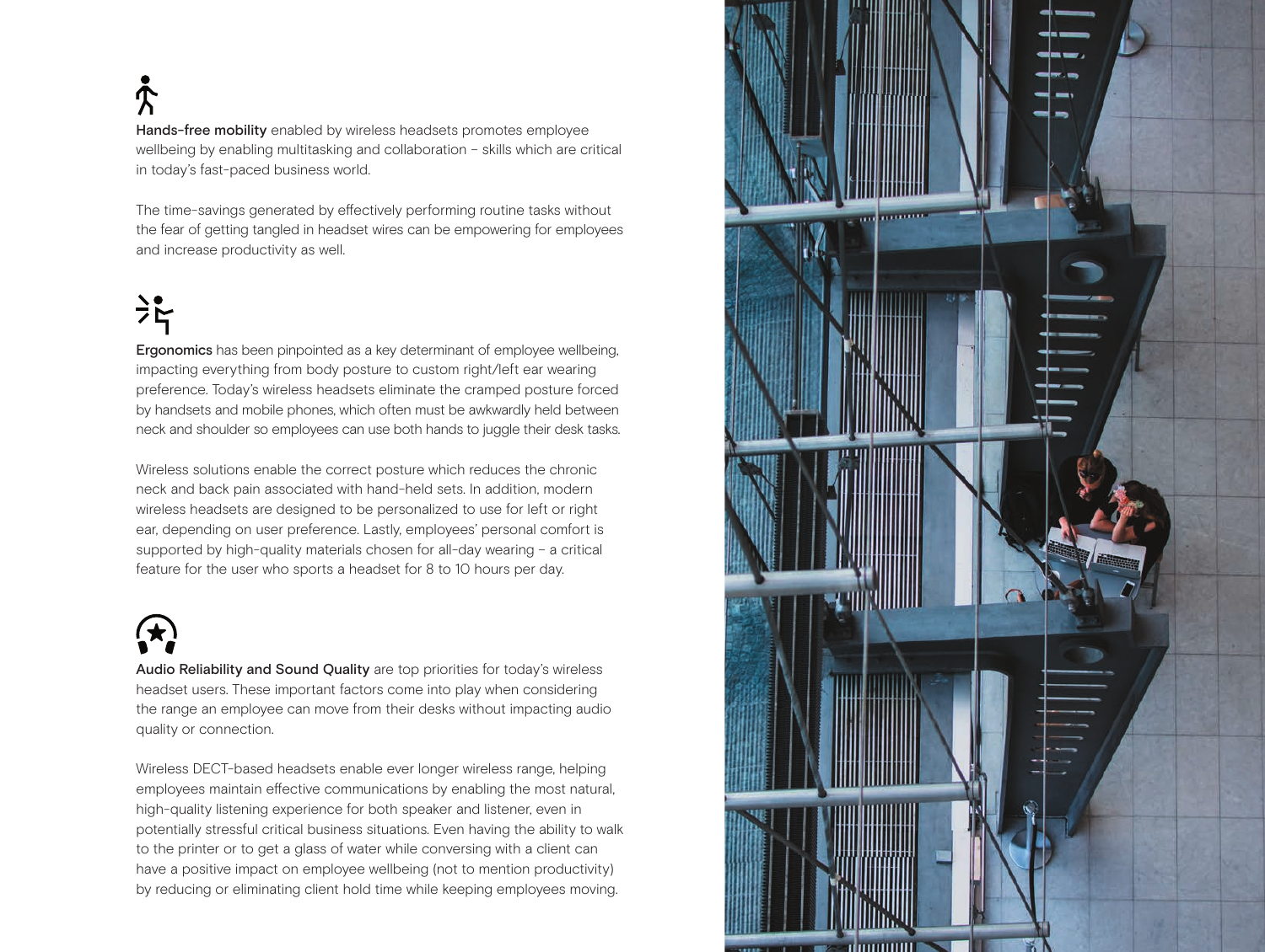**Hands-free mobility** enabled by wireless headsets promotes employee wellbeing by enabling multitasking and collaboration – skills which are critical in today's fast-paced business world.

The time-savings generated by effectively performing routine tasks without the fear of getting tangled in headset wires can be empowering for employees and increase productivity as well.

**Ergonomics** has been pinpointed as a key determinant of employee wellbeing, impacting everything from body posture to custom right/left ear wearing preference. Today's wireless headsets eliminate the cramped posture forced by handsets and mobile phones, which often must be awkwardly held between neck and shoulder so employees can use both hands to juggle their desk tasks.

Wireless solutions enable the correct posture which reduces the chronic neck and back pain associated with hand-held sets. In addition, modern wireless headsets are designed to be personalized to use for left or right ear, depending on user preference. Lastly, employees' personal comfort is supported by high-quality materials chosen for all-day wearing – a critical feature for the user who sports a headset for 8 to 10 hours per day.

**Audio Reliability and Sound Quality** are top priorities for today's wireless headset users. These important factors come into play when considering the range an employee can move from their desks without impacting audio quality or connection.

Wireless DECT-based headsets enable ever longer wireless range, helping employees maintain effective communications by enabling the most natural, high-quality listening experience for both speaker and listener, even in potentially stressful critical business situations. Even having the ability to walk to the printer or to get a glass of water while conversing with a client can have a positive impact on employee wellbeing (not to mention productivity) by reducing or eliminating client hold time while keeping employees moving.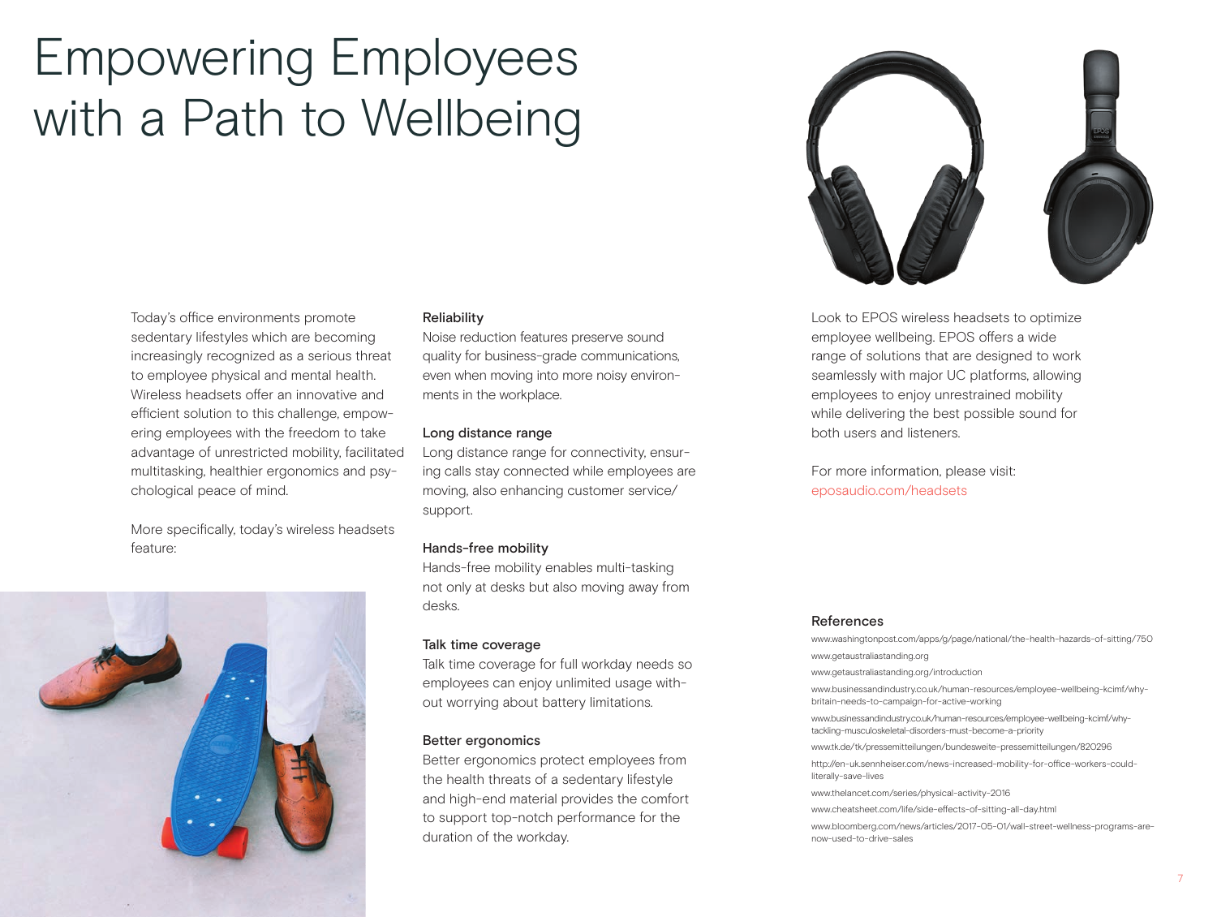# Empowering Employees with a Path to Wellbeing

Today's office environments promote sedentary lifestyles which are becoming increasingly recognized as a serious threat to employee physical and mental health. Wireless headsets offer an innovative and efficient solution to this challenge, empowering employees with the freedom to take advantage of unrestricted mobility, facilitated multitasking, healthier ergonomics and psychological peace of mind.

More specifically, today's wireless headsets feature:

**Reliability**
Noise reduction features preserve sound quality for business-grade communications, even when moving into more noisy environments in the workplace.

**Long distance range**
Long distance range for connectivity, ensuring calls stay connected while employees are moving, also enhancing customer service/support.

**Hands-free mobility**
Hands-free mobility enables multi-tasking not only at desks but also moving away from desks.

**Talk time coverage**
Talk time coverage for full workday needs so employees can enjoy unlimited usage without worrying about battery limitations.

**Better ergonomics**
Better ergonomics protect employees from the health threats of a sedentary lifestyle and high-end material provides the comfort to support top-notch performance for the duration of the workday.

Look to EPOS wireless headsets to optimize employee wellbeing. EPOS offers a wide range of solutions that are designed to work seamlessly with major UC platforms, allowing employees to enjoy unrestrained mobility while delivering the best possible sound for both users and listeners.

For more information, please visit:
eposaudio.com/headsets

## References

www.washingtonpost.com/apps/g/page/national/the-health-hazards-of-sitting/750

www.getaustraliastanding.org

www.getaustraliastanding.org/introduction

www.businessandindustry.co.uk/human-resources/employee-wellbeing-kcimf/why-britain-needs-to-campaign-for-active-working

www.businessandindustry.co.uk/human-resources/employee-wellbeing-kcimf/why-tackling-musculoskeletal-disorders-must-become-a-priority

www.tk.de/tk/pressemitteilungen/bundesweite-pressemitteilungen/820296

http://en-uk.sennheiser.com/news-increased-mobility-for-office-workers-could-literally-save-lives

www.thelancet.com/series/physical-activity-2016

www.cheatsheet.com/life/side-effects-of-sitting-all-day.html

www.bloomberg.com/news/articles/2017-05-01/wall-street-wellness-programs-are-now-used-to-drive-sales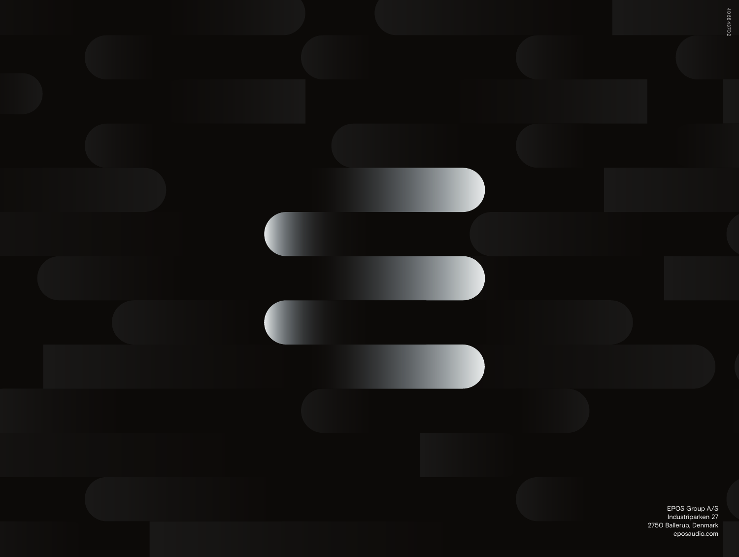40684 3702

EPOS Group A/S
Industriparken 27
2750 Ballerup, Denmark
eposaudio.com